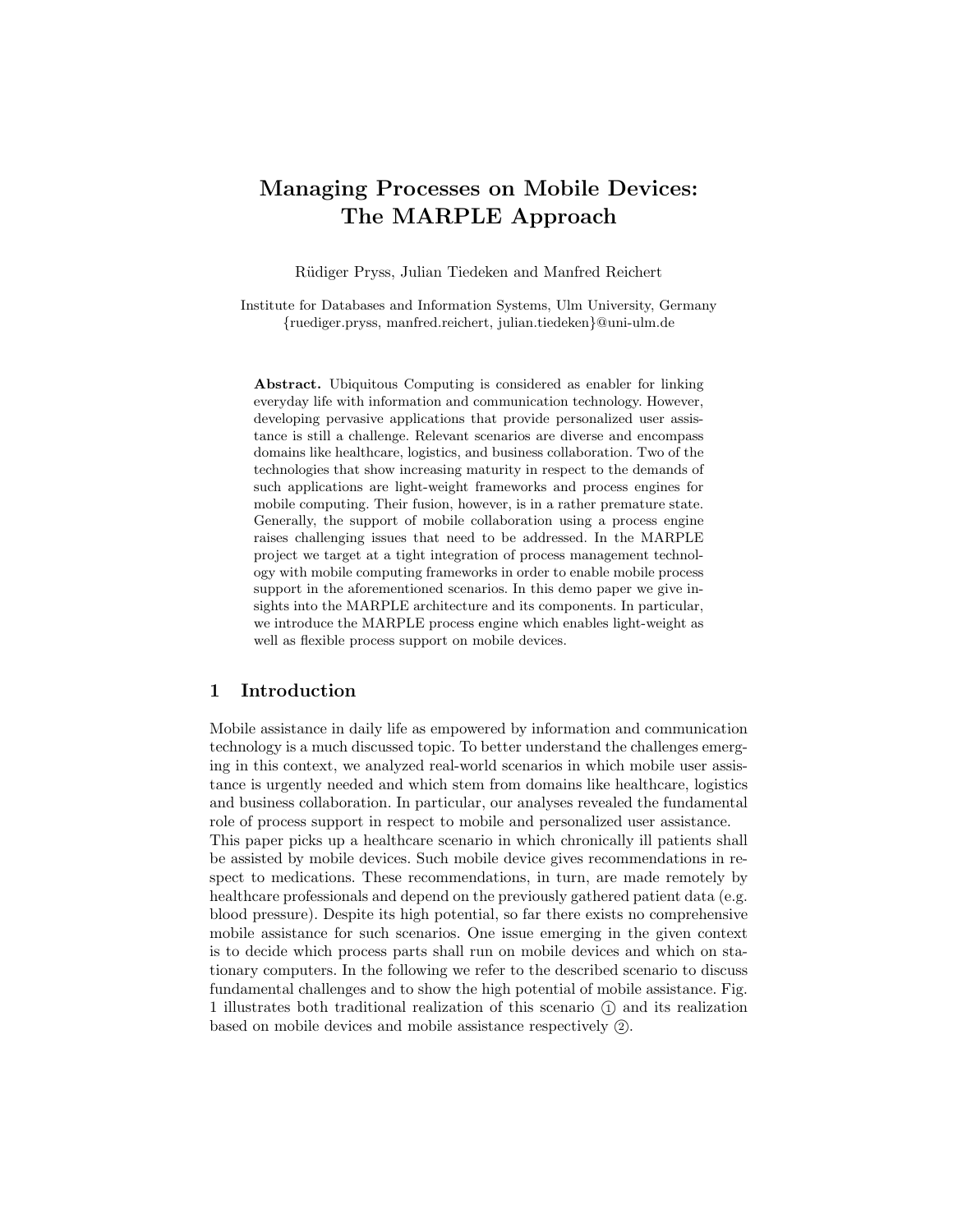# Managing Processes on Mobile Devices: The MARPLE Approach

Rüdiger Pryss, Julian Tiedeken and Manfred Reichert

Institute for Databases and Information Systems, Ulm University, Germany
{ruediger.pryss, manfred.reichert, julian.tiedeken}@uni-ulm.de

**Abstract.** Ubiquitous Computing is considered as enabler for linking everyday life with information and communication technology. However, developing pervasive applications that provide personalized user assistance is still a challenge. Relevant scenarios are diverse and encompass domains like healthcare, logistics, and business collaboration. Two of the technologies that show increasing maturity in respect to the demands of such applications are light-weight frameworks and process engines for mobile computing. Their fusion, however, is in a rather premature state. Generally, the support of mobile collaboration using a process engine raises challenging issues that need to be addressed. In the MARPLE project we target at a tight integration of process management technology with mobile computing frameworks in order to enable mobile process support in the aforementioned scenarios. In this demo paper we give insights into the MARPLE architecture and its components. In particular, we introduce the MARPLE process engine which enables light-weight as well as flexible process support on mobile devices.

## 1 Introduction

Mobile assistance in daily life as empowered by information and communication technology is a much discussed topic. To better understand the challenges emerging in this context, we analyzed real-world scenarios in which mobile user assistance is urgently needed and which stem from domains like healthcare, logistics and business collaboration. In particular, our analyses revealed the fundamental role of process support in respect to mobile and personalized user assistance.
This paper picks up a healthcare scenario in which chronically ill patients shall be assisted by mobile devices. Such mobile device gives recommendations in respect to medications. These recommendations, in turn, are made remotely by healthcare professionals and depend on the previously gathered patient data (e.g. blood pressure). Despite its high potential, so far there exists no comprehensive mobile assistance for such scenarios. One issue emerging in the given context is to decide which process parts shall run on mobile devices and which on stationary computers. In the following we refer to the described scenario to discuss fundamental challenges and to show the high potential of mobile assistance. Fig. 1 illustrates both traditional realization of this scenario ① and its realization based on mobile devices and mobile assistance respectively ②.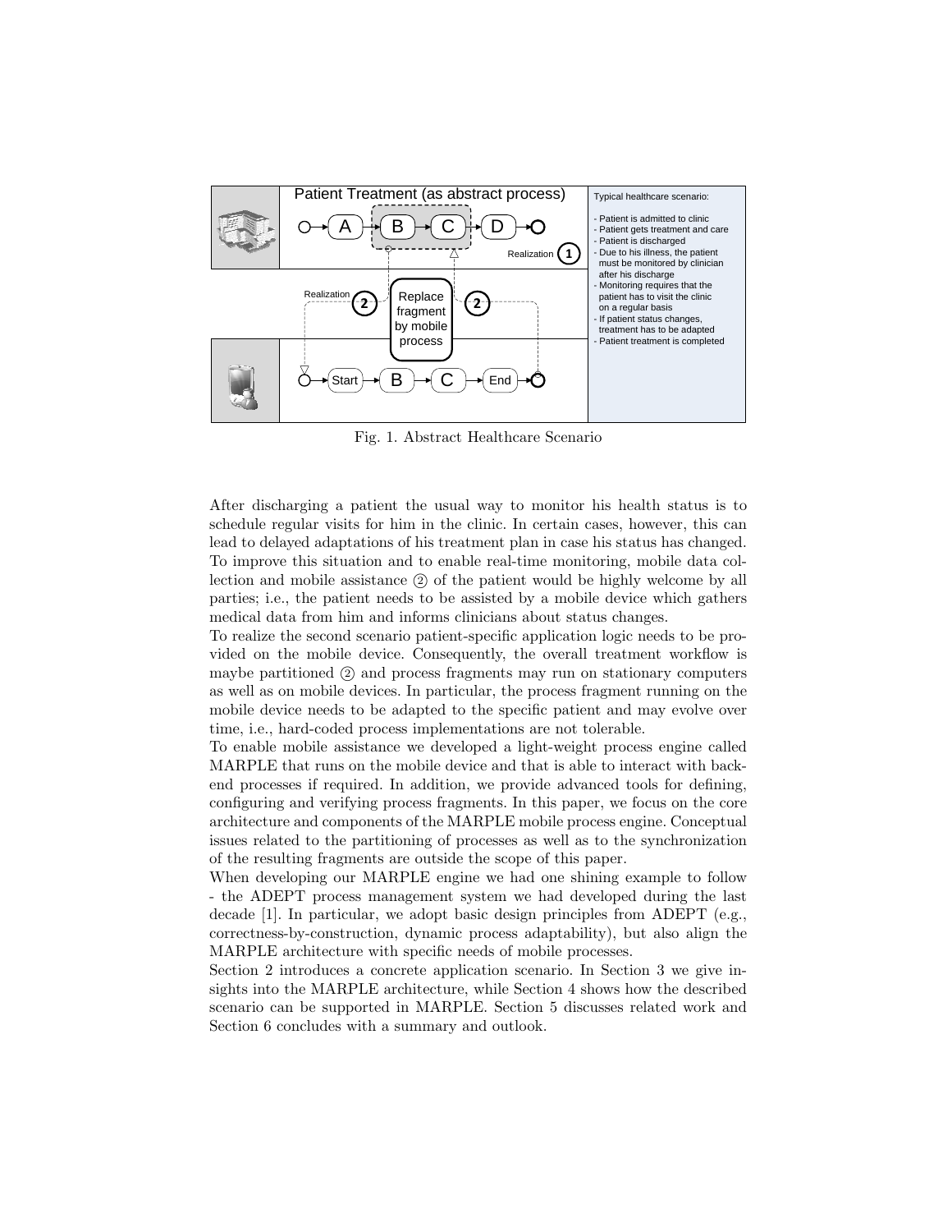Fig. 1. Abstract Healthcare Scenario

After discharging a patient the usual way to monitor his health status is to schedule regular visits for him in the clinic. In certain cases, however, this can lead to delayed adaptations of his treatment plan in case his status has changed. To improve this situation and to enable real-time monitoring, mobile data collection and mobile assistance ② of the patient would be highly welcome by all parties; i.e., the patient needs to be assisted by a mobile device which gathers medical data from him and informs clinicians about status changes.

To realize the second scenario patient-specific application logic needs to be provided on the mobile device. Consequently, the overall treatment workflow is maybe partitioned ② and process fragments may run on stationary computers as well as on mobile devices. In particular, the process fragment running on the mobile device needs to be adapted to the specific patient and may evolve over time, i.e., hard-coded process implementations are not tolerable.

To enable mobile assistance we developed a light-weight process engine called MARPLE that runs on the mobile device and that is able to interact with back-end processes if required. In addition, we provide advanced tools for defining, configuring and verifying process fragments. In this paper, we focus on the core architecture and components of the MARPLE mobile process engine. Conceptual issues related to the partitioning of processes as well as to the synchronization of the resulting fragments are outside the scope of this paper.

When developing our MARPLE engine we had one shining example to follow - the ADEPT process management system we had developed during the last decade [1]. In particular, we adopt basic design principles from ADEPT (e.g., correctness-by-construction, dynamic process adaptability), but also align the MARPLE architecture with specific needs of mobile processes.

Section 2 introduces a concrete application scenario. In Section 3 we give insights into the MARPLE architecture, while Section 4 shows how the described scenario can be supported in MARPLE. Section 5 discusses related work and Section 6 concludes with a summary and outlook.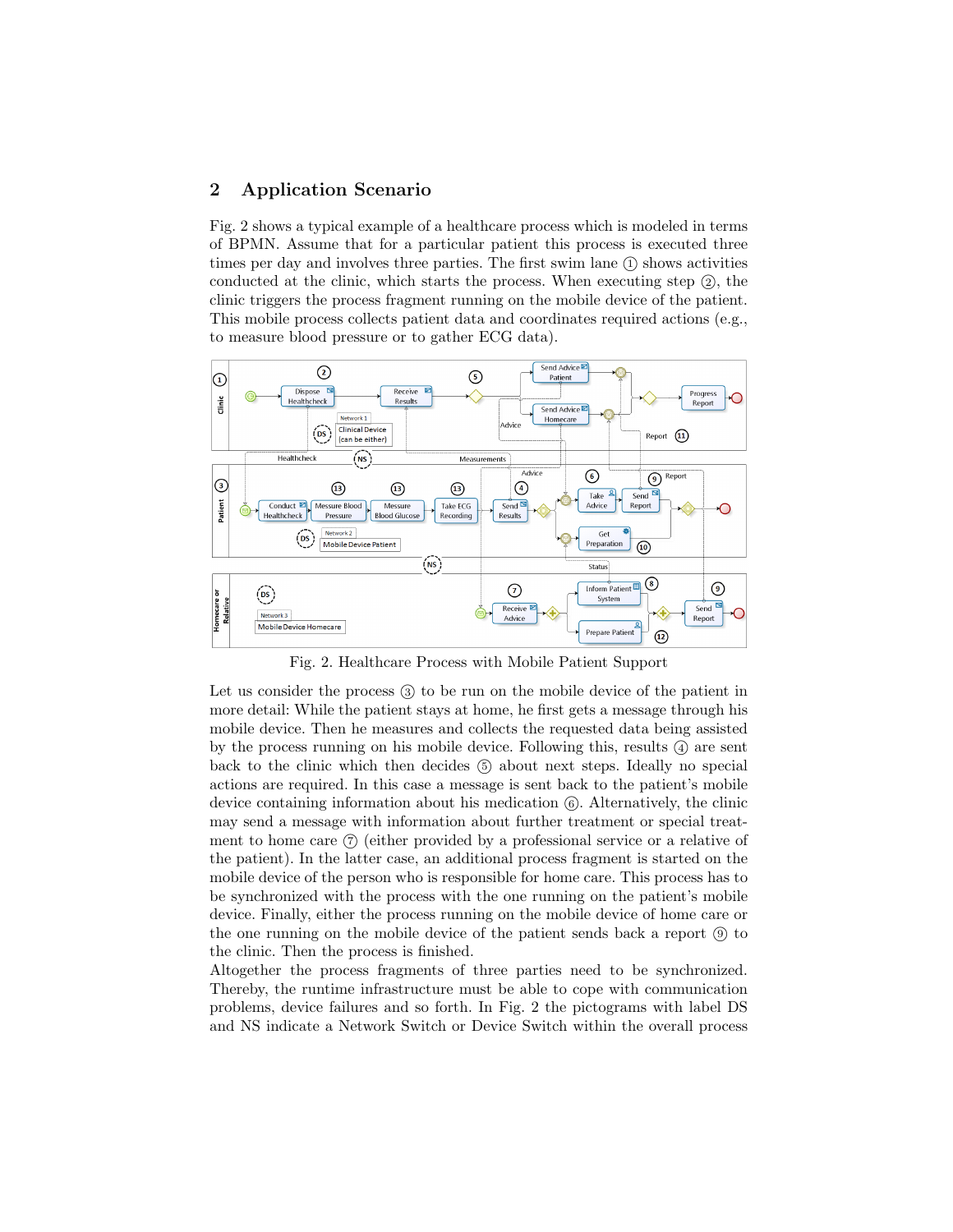## 2 Application Scenario

Fig. 2 shows a typical example of a healthcare process which is modeled in terms of BPMN. Assume that for a particular patient this process is executed three times per day and involves three parties. The first swim lane ① shows activities conducted at the clinic, which starts the process. When executing step ②, the clinic triggers the process fragment running on the mobile device of the patient. This mobile process collects patient data and coordinates required actions (e.g., to measure blood pressure or to gather ECG data).

Fig. 2. Healthcare Process with Mobile Patient Support

Let us consider the process ③ to be run on the mobile device of the patient in more detail: While the patient stays at home, he first gets a message through his mobile device. Then he measures and collects the requested data being assisted by the process running on his mobile device. Following this, results ④ are sent back to the clinic which then decides ⑤ about next steps. Ideally no special actions are required. In this case a message is sent back to the patient's mobile device containing information about his medication ⑥. Alternatively, the clinic may send a message with information about further treatment or special treatment to home care ⑦ (either provided by a professional service or a relative of the patient). In the latter case, an additional process fragment is started on the mobile device of the person who is responsible for home care. This process has to be synchronized with the process with the one running on the patient's mobile device. Finally, either the process running on the mobile device of home care or the one running on the mobile device of the patient sends back a report ⑨ to the clinic. Then the process is finished.

Altogether the process fragments of three parties need to be synchronized. Thereby, the runtime infrastructure must be able to cope with communication problems, device failures and so forth. In Fig. 2 the pictograms with label DS and NS indicate a Network Switch or Device Switch within the overall process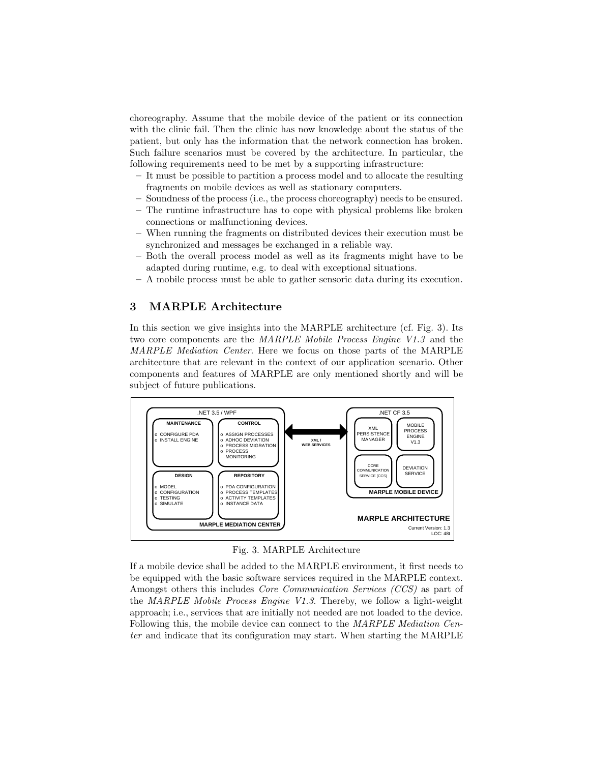choreography. Assume that the mobile device of the patient or its connection with the clinic fail. Then the clinic has now knowledge about the status of the patient, but only has the information that the network connection has broken. Such failure scenarios must be covered by the architecture. In particular, the following requirements need to be met by a supporting infrastructure:

- It must be possible to partition a process model and to allocate the resulting fragments on mobile devices as well as stationary computers.
- Soundness of the process (i.e., the process choreography) needs to be ensured.
- The runtime infrastructure has to cope with physical problems like broken connections or malfunctioning devices.
- When running the fragments on distributed devices their execution must be synchronized and messages be exchanged in a reliable way.
- Both the overall process model as well as its fragments might have to be adapted during runtime, e.g. to deal with exceptional situations.
- A mobile process must be able to gather sensoric data during its execution.

## 3 MARPLE Architecture

In this section we give insights into the MARPLE architecture (cf. Fig. 3). Its two core components are the *MARPLE Mobile Process Engine V1.3* and the *MARPLE Mediation Center*. Here we focus on those parts of the MARPLE architecture that are relevant in the context of our application scenario. Other components and features of MARPLE are only mentioned shortly and will be subject of future publications.

Fig. 3. MARPLE Architecture

If a mobile device shall be added to the MARPLE environment, it first needs to be equipped with the basic software services required in the MARPLE context. Amongst others this includes *Core Communication Services (CCS)* as part of the *MARPLE Mobile Process Engine V1.3*. Thereby, we follow a light-weight approach; i.e., services that are initially not needed are not loaded to the device. Following this, the mobile device can connect to the *MARPLE Mediation Center* and indicate that its configuration may start. When starting the MARPLE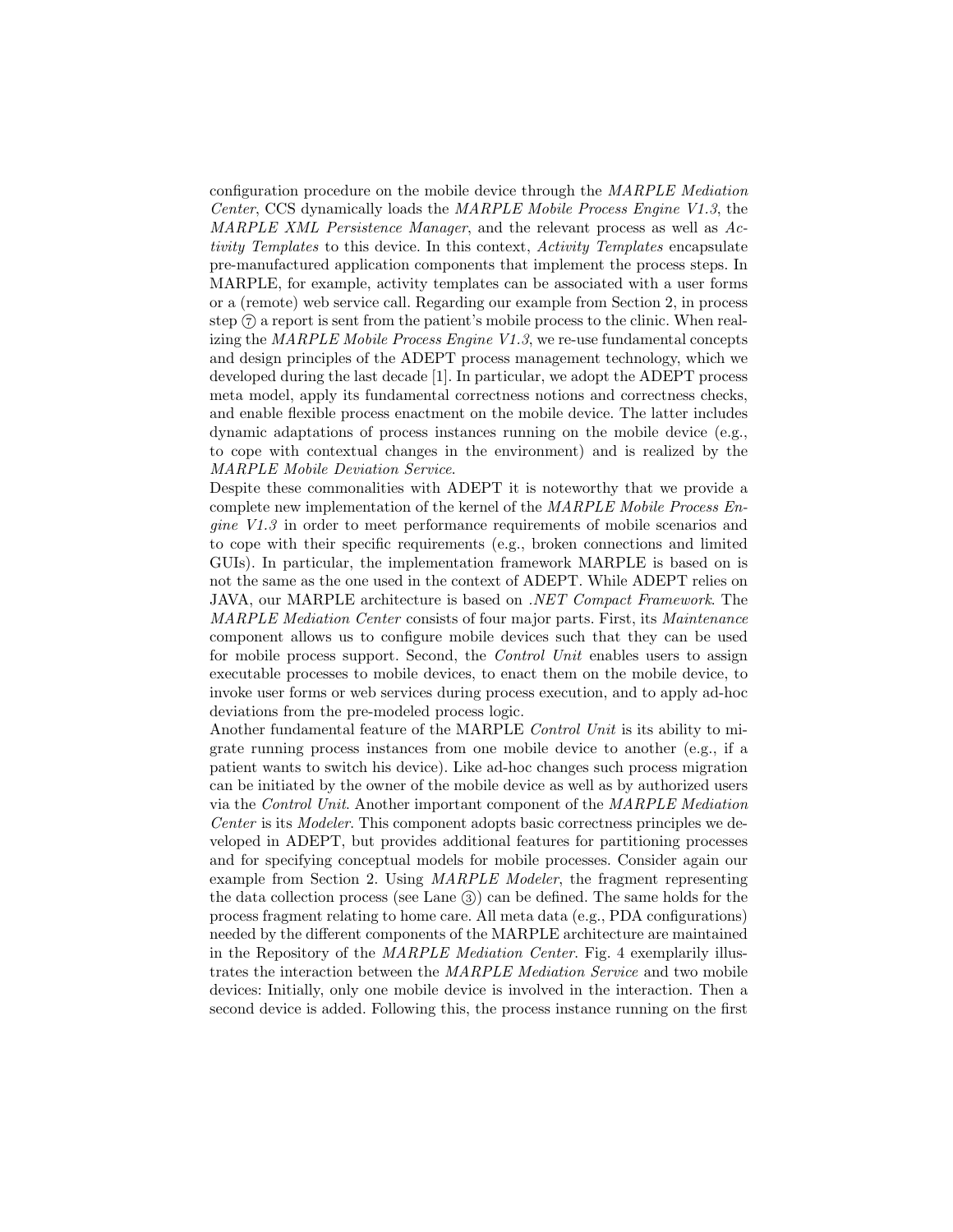configuration procedure on the mobile device through the *MARPLE Mediation Center*, CCS dynamically loads the *MARPLE Mobile Process Engine V1.3*, the *MARPLE XML Persistence Manager*, and the relevant process as well as *Activity Templates* to this device. In this context, *Activity Templates* encapsulate pre-manufactured application components that implement the process steps. In MARPLE, for example, activity templates can be associated with a user forms or a (remote) web service call. Regarding our example from Section 2, in process step ⑦ a report is sent from the patient's mobile process to the clinic. When realizing the *MARPLE Mobile Process Engine V1.3*, we re-use fundamental concepts and design principles of the ADEPT process management technology, which we developed during the last decade [1]. In particular, we adopt the ADEPT process meta model, apply its fundamental correctness notions and correctness checks, and enable flexible process enactment on the mobile device. The latter includes dynamic adaptations of process instances running on the mobile device (e.g., to cope with contextual changes in the environment) and is realized by the *MARPLE Mobile Deviation Service*.

Despite these commonalities with ADEPT it is noteworthy that we provide a complete new implementation of the kernel of the *MARPLE Mobile Process Engine V1.3* in order to meet performance requirements of mobile scenarios and to cope with their specific requirements (e.g., broken connections and limited GUIs). In particular, the implementation framework MARPLE is based on is not the same as the one used in the context of ADEPT. While ADEPT relies on JAVA, our MARPLE architecture is based on *.NET Compact Framework*. The *MARPLE Mediation Center* consists of four major parts. First, its *Maintenance* component allows us to configure mobile devices such that they can be used for mobile process support. Second, the *Control Unit* enables users to assign executable processes to mobile devices, to enact them on the mobile device, to invoke user forms or web services during process execution, and to apply ad-hoc deviations from the pre-modeled process logic.

Another fundamental feature of the MARPLE *Control Unit* is its ability to migrate running process instances from one mobile device to another (e.g., if a patient wants to switch his device). Like ad-hoc changes such process migration can be initiated by the owner of the mobile device as well as by authorized users via the *Control Unit*. Another important component of the *MARPLE Mediation Center* is its *Modeler*. This component adopts basic correctness principles we developed in ADEPT, but provides additional features for partitioning processes and for specifying conceptual models for mobile processes. Consider again our example from Section 2. Using *MARPLE Modeler*, the fragment representing the data collection process (see Lane ③) can be defined. The same holds for the process fragment relating to home care. All meta data (e.g., PDA configurations) needed by the different components of the MARPLE architecture are maintained in the Repository of the *MARPLE Mediation Center*. Fig. 4 exemplarily illustrates the interaction between the *MARPLE Mediation Service* and two mobile devices: Initially, only one mobile device is involved in the interaction. Then a second device is added. Following this, the process instance running on the first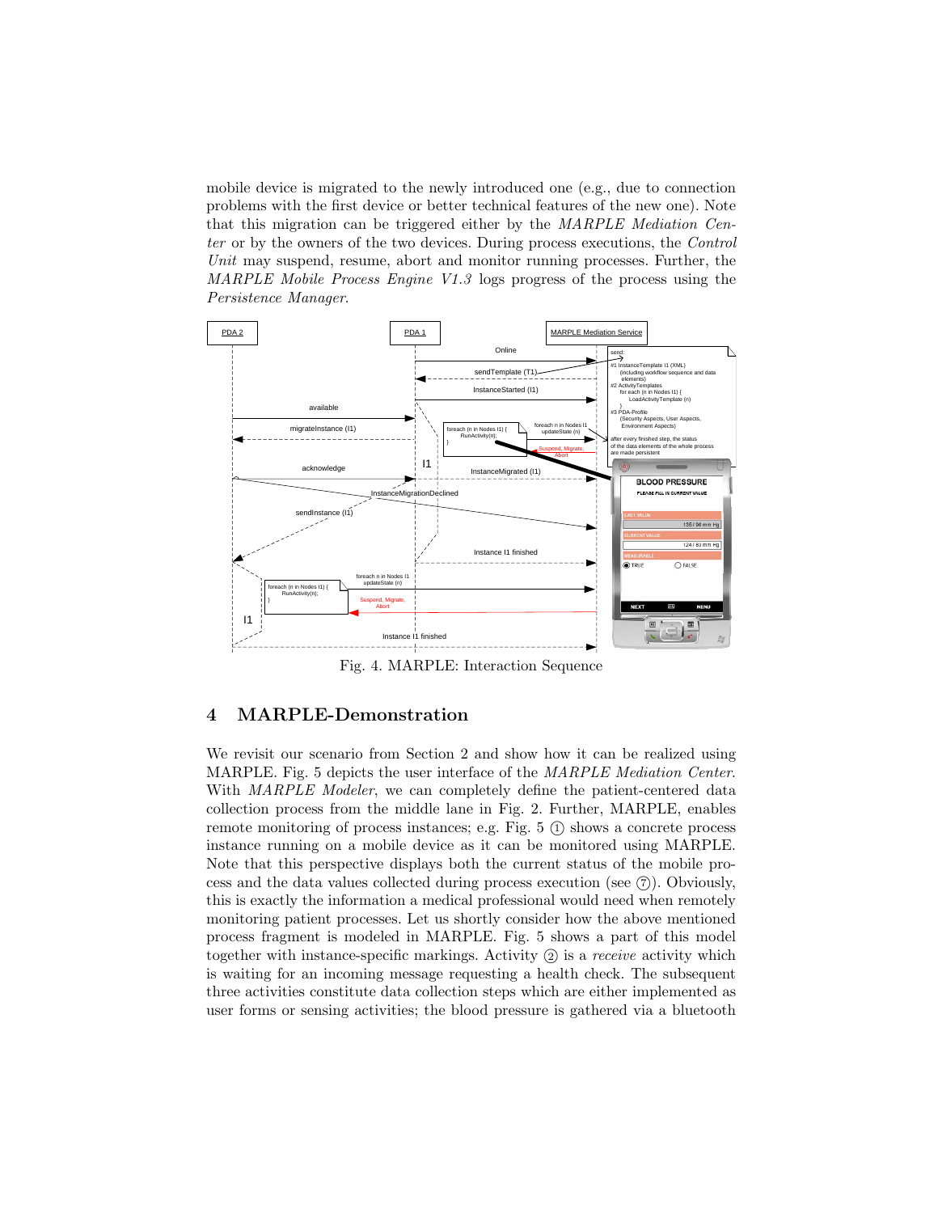mobile device is migrated to the newly introduced one (e.g., due to connection problems with the first device or better technical features of the new one). Note that this migration can be triggered either by the *MARPLE Mediation Center* or by the owners of the two devices. During process executions, the *Control Unit* may suspend, resume, abort and monitor running processes. Further, the *MARPLE Mobile Process Engine V1.3* logs progress of the process using the *Persistence Manager*.

Fig. 4. MARPLE: Interaction Sequence

## 4 MARPLE-Demonstration

We revisit our scenario from Section 2 and show how it can be realized using MARPLE. Fig. 5 depicts the user interface of the *MARPLE Mediation Center*. With *MARPLE Modeler*, we can completely define the patient-centered data collection process from the middle lane in Fig. 2. Further, MARPLE, enables remote monitoring of process instances; e.g. Fig. 5 ① shows a concrete process instance running on a mobile device as it can be monitored using MARPLE. Note that this perspective displays both the current status of the mobile process and the data values collected during process execution (see ⑦). Obviously, this is exactly the information a medical professional would need when remotely monitoring patient processes. Let us shortly consider how the above mentioned process fragment is modeled in MARPLE. Fig. 5 shows a part of this model together with instance-specific markings. Activity ② is a *receive* activity which is waiting for an incoming message requesting a health check. The subsequent three activities constitute data collection steps which are either implemented as user forms or sensing activities; the blood pressure is gathered via a bluetooth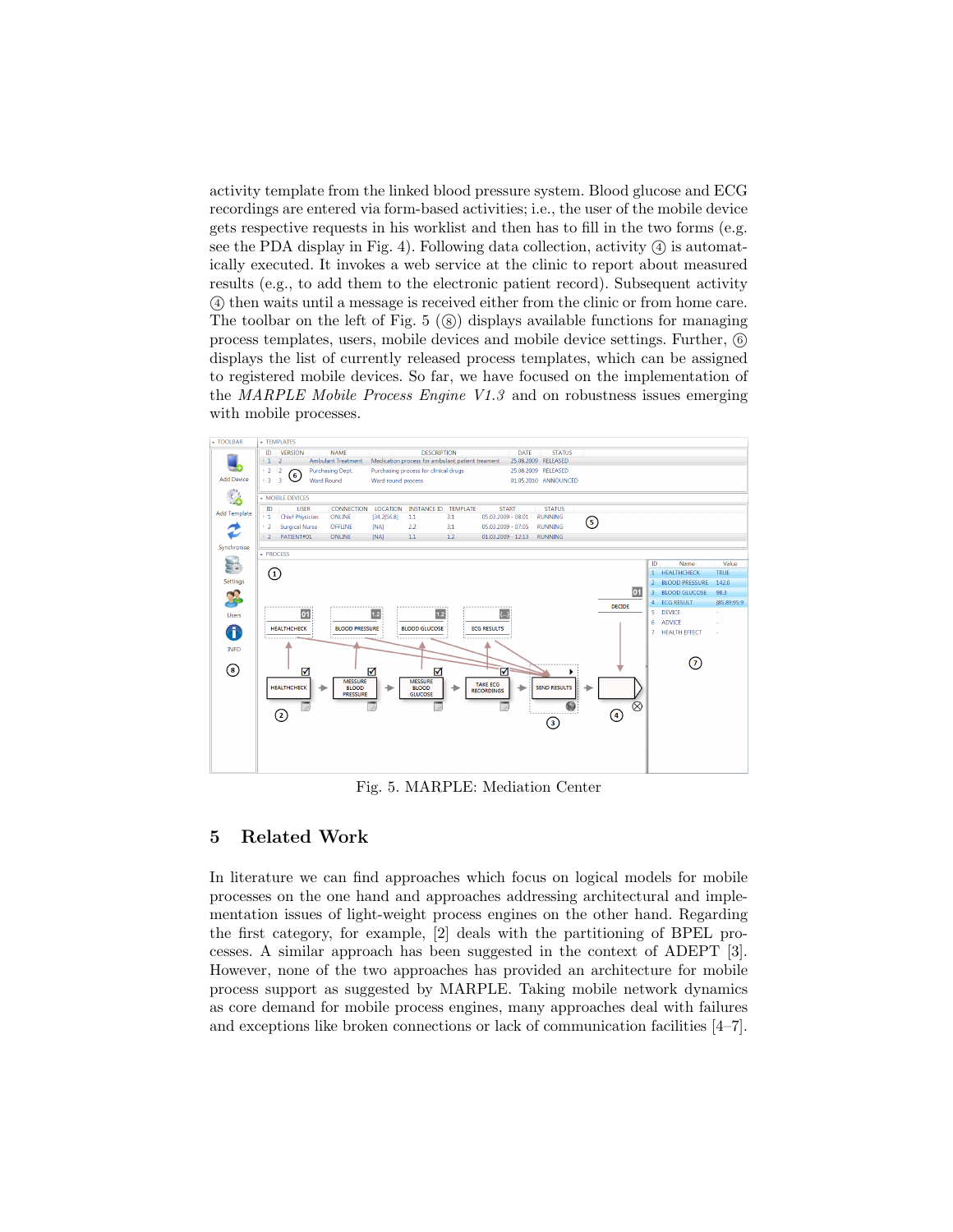activity template from the linked blood pressure system. Blood glucose and ECG recordings are entered via form-based activities; i.e., the user of the mobile device gets respective requests in his worklist and then has to fill in the two forms (e.g. see the PDA display in Fig. 4). Following data collection, activity ④ is automatically executed. It invokes a web service at the clinic to report about measured results (e.g., to add them to the electronic patient record). Subsequent activity ④ then waits until a message is received either from the clinic or from home care. The toolbar on the left of Fig. 5 (⑧) displays available functions for managing process templates, users, mobile devices and mobile device settings. Further, ⑥ displays the list of currently released process templates, which can be assigned to registered mobile devices. So far, we have focused on the implementation of the *MARPLE Mobile Process Engine V1.3* and on robustness issues emerging with mobile processes.

Fig. 5. MARPLE: Mediation Center

## 5 Related Work

In literature we can find approaches which focus on logical models for mobile processes on the one hand and approaches addressing architectural and implementation issues of light-weight process engines on the other hand. Regarding the first category, for example, [2] deals with the partitioning of BPEL processes. A similar approach has been suggested in the context of ADEPT [3]. However, none of the two approaches has provided an architecture for mobile process support as suggested by MARPLE. Taking mobile network dynamics as core demand for mobile process engines, many approaches deal with failures and exceptions like broken connections or lack of communication facilities [4–7].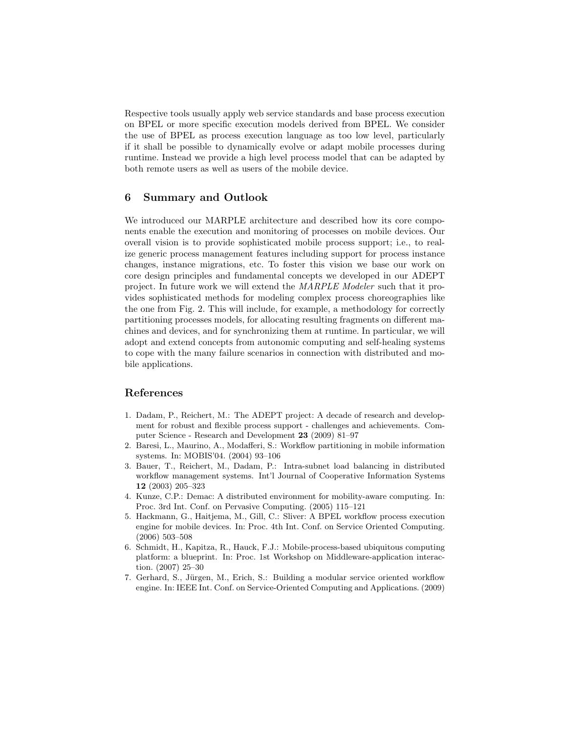Respective tools usually apply web service standards and base process execution on BPEL or more specific execution models derived from BPEL. We consider the use of BPEL as process execution language as too low level, particularly if it shall be possible to dynamically evolve or adapt mobile processes during runtime. Instead we provide a high level process model that can be adapted by both remote users as well as users of the mobile device.

## 6 Summary and Outlook

We introduced our MARPLE architecture and described how its core components enable the execution and monitoring of processes on mobile devices. Our overall vision is to provide sophisticated mobile process support; i.e., to realize generic process management features including support for process instance changes, instance migrations, etc. To foster this vision we base our work on core design principles and fundamental concepts we developed in our ADEPT project. In future work we will extend the *MARPLE Modeler* such that it provides sophisticated methods for modeling complex process choreographies like the one from Fig. 2. This will include, for example, a methodology for correctly partitioning processes models, for allocating resulting fragments on different machines and devices, and for synchronizing them at runtime. In particular, we will adopt and extend concepts from autonomic computing and self-healing systems to cope with the many failure scenarios in connection with distributed and mobile applications.

## References

1. Dadam, P., Reichert, M.: The ADEPT project: A decade of research and development for robust and flexible process support - challenges and achievements. Computer Science - Research and Development **23** (2009) 81–97
2. Baresi, L., Maurino, A., Modafferi, S.: Workflow partitioning in mobile information systems. In: MOBIS'04. (2004) 93–106
3. Bauer, T., Reichert, M., Dadam, P.: Intra-subnet load balancing in distributed workflow management systems. Int'l Journal of Cooperative Information Systems **12** (2003) 205–323
4. Kunze, C.P.: Demac: A distributed environment for mobility-aware computing. In: Proc. 3rd Int. Conf. on Pervasive Computing. (2005) 115–121
5. Hackmann, G., Haitjema, M., Gill, C.: Sliver: A BPEL workflow process execution engine for mobile devices. In: Proc. 4th Int. Conf. on Service Oriented Computing. (2006) 503–508
6. Schmidt, H., Kapitza, R., Hauck, F.J.: Mobile-process-based ubiquitous computing platform: a blueprint. In: Proc. 1st Workshop on Middleware-application interaction. (2007) 25–30
7. Gerhard, S., Jürgen, M., Erich, S.: Building a modular service oriented workflow engine. In: IEEE Int. Conf. on Service-Oriented Computing and Applications. (2009)